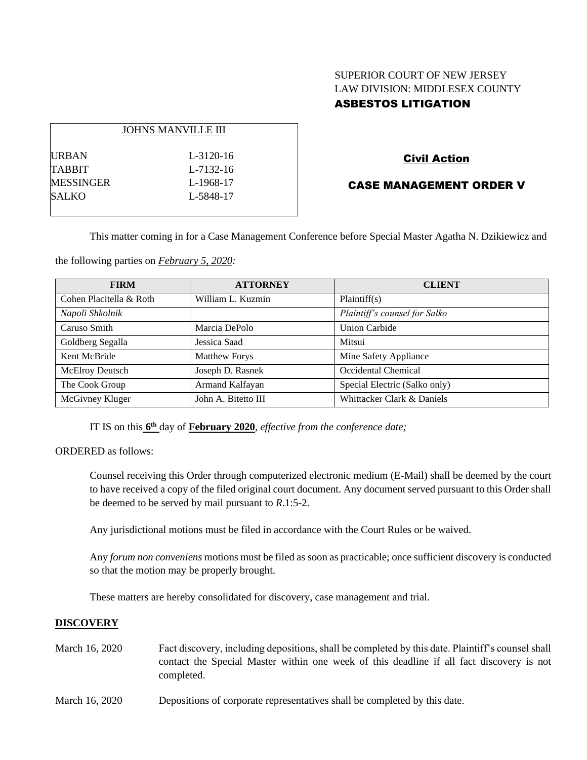SUPERIOR COURT OF NEW JERSEY
LAW DIVISION: MIDDLESEX COUNTY
**ASBESTOS LITIGATION**

| JOHNS MANVILLE III | |
|---|---|
| URBAN | L-3120-16 |
| TABBIT | L-7132-16 |
| MESSINGER | L-1968-17 |
| SALKO | L-5848-17 |

**Civil Action**

**CASE MANAGEMENT ORDER V**

This matter coming in for a Case Management Conference before Special Master Agatha N. Dzikiewicz and the following parties on *February 5, 2020:*

| FIRM | ATTORNEY | CLIENT |
|---|---|---|
| Cohen Placitella & Roth | William L. Kuzmin | Plaintiff(s) |
| *Napoli Shkolnik* | | *Plaintiff's counsel for Salko* |
| Caruso Smith | Marcia DePolo | Union Carbide |
| Goldberg Segalla | Jessica Saad | Mitsui |
| Kent McBride | Matthew Forys | Mine Safety Appliance |
| McElroy Deutsch | Joseph D. Rasnek | Occidental Chemical |
| The Cook Group | Armand Kalfayan | Special Electric (Salko only) |
| McGivney Kluger | John A. Bitetto III | Whittacker Clark & Daniels |

IT IS on this **6th** day of **February 2020**, *effective from the conference date;*

ORDERED as follows:

Counsel receiving this Order through computerized electronic medium (E-Mail) shall be deemed by the court to have received a copy of the filed original court document. Any document served pursuant to this Order shall be deemed to be served by mail pursuant to *R*.1:5-2.

Any jurisdictional motions must be filed in accordance with the Court Rules or be waived.

Any *forum non conveniens* motions must be filed as soon as practicable; once sufficient discovery is conducted so that the motion may be properly brought.

These matters are hereby consolidated for discovery, case management and trial.

## DISCOVERY

March 16, 2020 — Fact discovery, including depositions, shall be completed by this date. Plaintiff's counsel shall contact the Special Master within one week of this deadline if all fact discovery is not completed.

March 16, 2020 — Depositions of corporate representatives shall be completed by this date.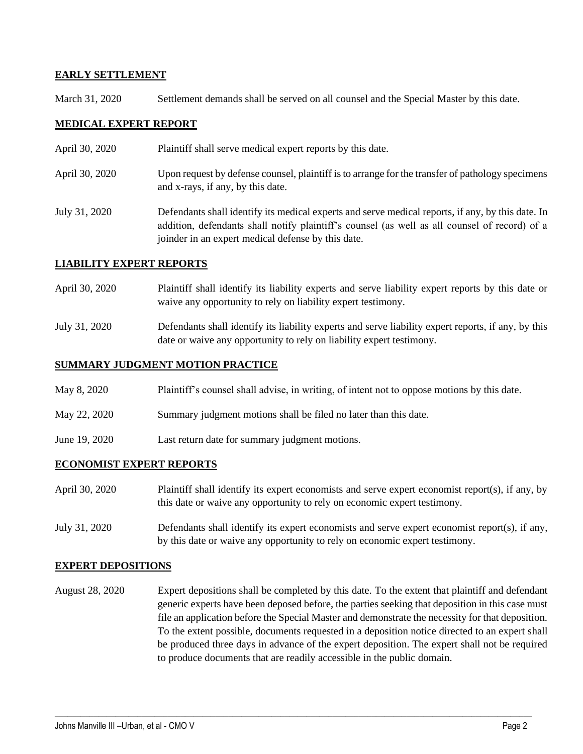**EARLY SETTLEMENT**

March 31, 2020 Settlement demands shall be served on all counsel and the Special Master by this date.

**MEDICAL EXPERT REPORT**

April 30, 2020 Plaintiff shall serve medical expert reports by this date.

April 30, 2020 Upon request by defense counsel, plaintiff is to arrange for the transfer of pathology specimens and x-rays, if any, by this date.

July 31, 2020 Defendants shall identify its medical experts and serve medical reports, if any, by this date. In addition, defendants shall notify plaintiff's counsel (as well as all counsel of record) of a joinder in an expert medical defense by this date.

**LIABILITY EXPERT REPORTS**

April 30, 2020 Plaintiff shall identify its liability experts and serve liability expert reports by this date or waive any opportunity to rely on liability expert testimony.

July 31, 2020 Defendants shall identify its liability experts and serve liability expert reports, if any, by this date or waive any opportunity to rely on liability expert testimony.

**SUMMARY JUDGMENT MOTION PRACTICE**

May 8, 2020 Plaintiff's counsel shall advise, in writing, of intent not to oppose motions by this date.

May 22, 2020 Summary judgment motions shall be filed no later than this date.

June 19, 2020 Last return date for summary judgment motions.

**ECONOMIST EXPERT REPORTS**

April 30, 2020 Plaintiff shall identify its expert economists and serve expert economist report(s), if any, by this date or waive any opportunity to rely on economic expert testimony.

July 31, 2020 Defendants shall identify its expert economists and serve expert economist report(s), if any, by this date or waive any opportunity to rely on economic expert testimony.

**EXPERT DEPOSITIONS**

August 28, 2020 Expert depositions shall be completed by this date. To the extent that plaintiff and defendant generic experts have been deposed before, the parties seeking that deposition in this case must file an application before the Special Master and demonstrate the necessity for that deposition. To the extent possible, documents requested in a deposition notice directed to an expert shall be produced three days in advance of the expert deposition. The expert shall not be required to produce documents that are readily accessible in the public domain.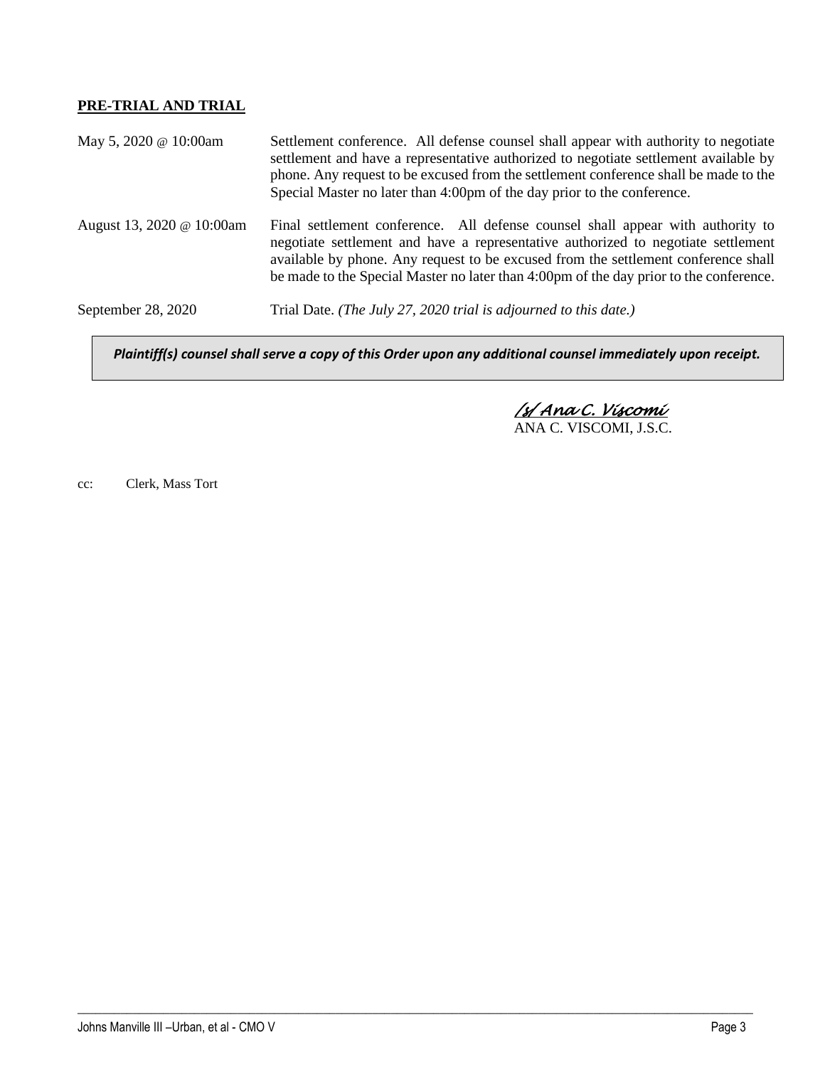**PRE-TRIAL AND TRIAL**

| | |
|---|---|
| May 5, 2020 @ 10:00am | Settlement conference. All defense counsel shall appear with authority to negotiate settlement and have a representative authorized to negotiate settlement available by phone. Any request to be excused from the settlement conference shall be made to the Special Master no later than 4:00pm of the day prior to the conference. |
| August 13, 2020 @ 10:00am | Final settlement conference. All defense counsel shall appear with authority to negotiate settlement and have a representative authorized to negotiate settlement available by phone. Any request to be excused from the settlement conference shall be made to the Special Master no later than 4:00pm of the day prior to the conference. |
| September 28, 2020 | Trial Date. *(The July 27, 2020 trial is adjourned to this date.)* |

***Plaintiff(s) counsel shall serve a copy of this Order upon any additional counsel immediately upon receipt.***

*/s/ Ana C. Viscomi*
ANA C. VISCOMI, J.S.C.

cc: Clerk, Mass Tort